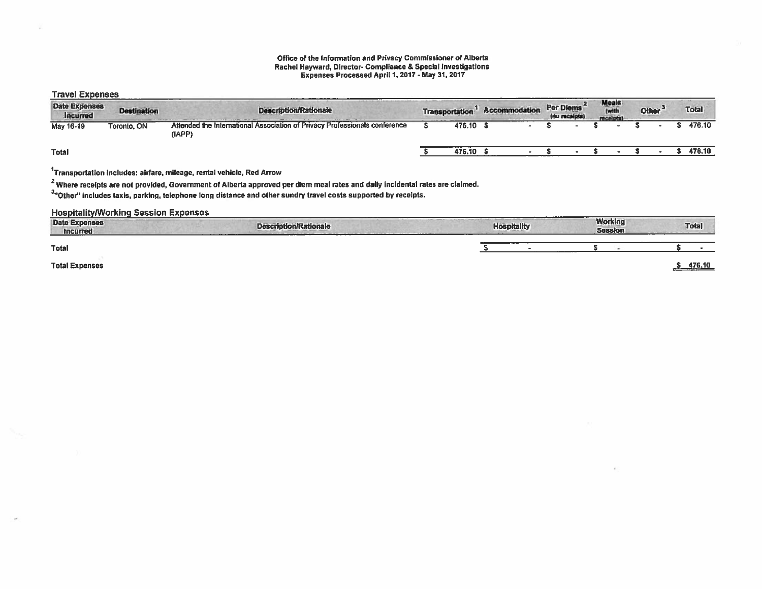**Office of the Information and Privacy Commissioner of Alberta**
**Rachel Hayward, Director- Compliance & Special Investigations**
**Expenses Processed April 1, 2017 - May 31, 2017**

## Travel Expenses

| Date Expenses Incurred | Destination | Description/Rationale | Transportation [1] | Accommodation | Per Diems [2] (no receipts) | Meals (with receipts) | Other [3] | Total |
|---|---|---|---|---|---|---|---|---|
| May 16-19 | Toronto, ON | Attended the International Association of Privacy Professionals conference (IAPP) | $ 476.10 | $ - | $ - | $ - | $ - | $ 476.10 |
| **Total** | | | $ 476.10 | $ - | $ - | $ - | $ - | $ 476.10 |

[1]Transportation includes: airfare, mileage, rental vehicle, Red Arrow

[2] Where receipts are not provided, Government of Alberta approved per diem meal rates and daily incidental rates are claimed.

[3]"Other" includes taxis, parking, telephone long distance and other sundry travel costs supported by receipts.

## Hospitality/Working Session Expenses

| Date Expenses Incurred | Description/Rationale | Hospitality | Working Session | Total |
|---|---|---|---|---|
| **Total** | | $ - | $ - | $ - |

**Total Expenses** $ 476.10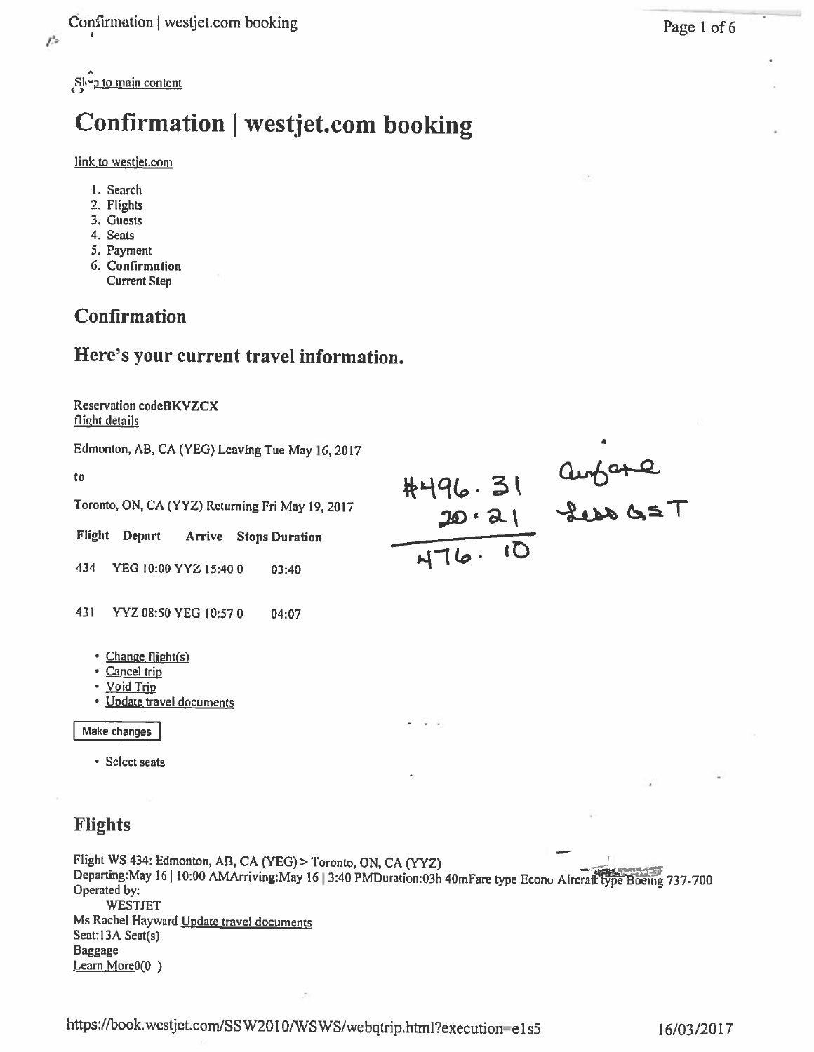Skip to main content

# Confirmation | westjet.com booking

link to westjet.com

1. Search
2. Flights
3. Guests
4. Seats
5. Payment
6. **Confirmation**
   **Current Step**

## Confirmation

## Here's your current travel information.

Reservation code**BKVZCX**
flight details

Edmonton, AB, CA (YEG) Leaving Tue May 16, 2017

**to**

Toronto, ON, CA (YYZ) Returning Fri May 19, 2017

| Flight | Depart | Arrive | Stops | Duration |
|---|---|---|---|---|
| 434 | YEG 10:00 | YYZ 15:40 | 0 | 03:40 |
| 431 | YYZ 08:50 | YEG 10:57 | 0 | 04:07 |

#496.31 airfare
20.21 Less GST
476.10

- Change flight(s)
- Cancel trip
- Void Trip
- Update travel documents

Make changes

- Select seats

## Flights

Flight WS 434: Edmonton, AB, CA (YEG) > Toronto, ON, CA (YYZ)
Departing:May 16 | 10:00 AMArriving:May 16 | 3:40 PMDuration:03h 40mFare type Econo Aircraft type Boeing 737-700
Operated by:
WESTJET
Ms Rachel Hayward Update travel documents
Seat:13A Seat(s)
Baggage
Learn More0(0 )

https://book.westjet.com/SSW2010/WSWS/webqtrip.html?execution=e1s5 16/03/2017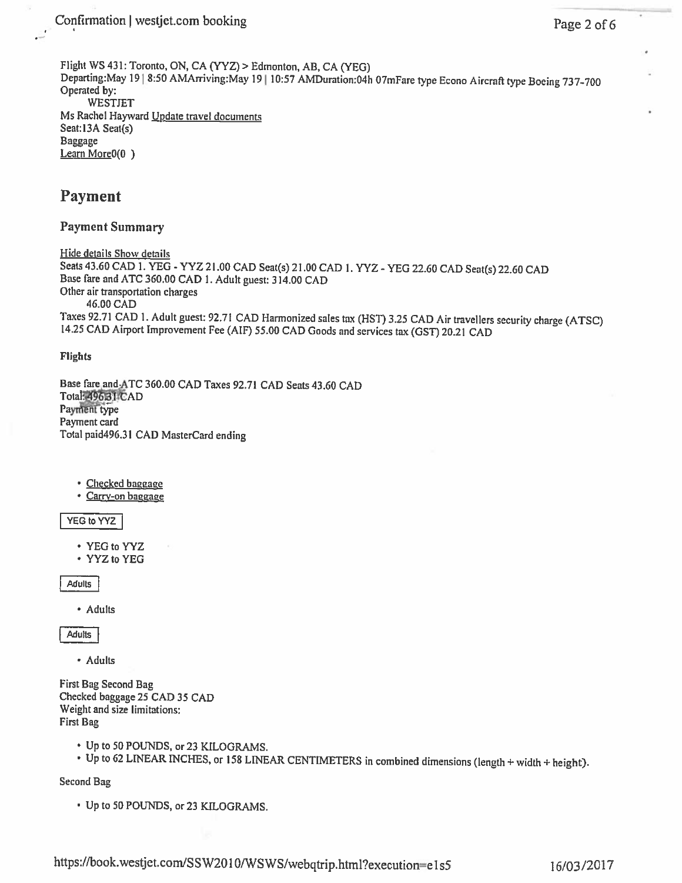Flight WS 431: Toronto, ON, CA (YYZ) > Edmonton, AB, CA (YEG)
Departing:May 19 | 8:50 AMArriving:May 19 | 10:57 AMDuration:04h 07mFare type Econo Aircraft type Boeing 737-700
Operated by:
WESTJET
Ms Rachel Hayward Update travel documents
Seat:13A Seat(s)
Baggage
Learn More0(0 )

## Payment

### Payment Summary

Hide details Show details
Seats 43.60 CAD 1. YEG - YYZ 21.00 CAD Seat(s) 21.00 CAD 1. YYZ - YEG 22.60 CAD Seat(s) 22.60 CAD
Base fare and ATC 360.00 CAD 1. Adult guest: 314.00 CAD
Other air transportation charges
46.00 CAD
Taxes 92.71 CAD 1. Adult guest: 92.71 CAD Harmonized sales tax (HST) 3.25 CAD Air travellers security charge (ATSC) 14.25 CAD Airport Improvement Fee (AIF) 55.00 CAD Goods and services tax (GST) 20.21 CAD

**Flights**

Base fare and ATC 360.00 CAD Taxes 92.71 CAD Seats 43.60 CAD
Total: 496.31 CAD
Payment type
Payment card
Total paid496.31 CAD MasterCard ending

- Checked baggage
- Carry-on baggage

YEG to YYZ

- YEG to YYZ
- YYZ to YEG

Adults

- Adults

Adults

- Adults

First Bag Second Bag
Checked baggage 25 CAD 35 CAD
Weight and size limitations:
First Bag

- Up to 50 POUNDS, or 23 KILOGRAMS.
- Up to 62 LINEAR INCHES, or 158 LINEAR CENTIMETERS in combined dimensions (length + width + height).

Second Bag

- Up to 50 POUNDS, or 23 KILOGRAMS.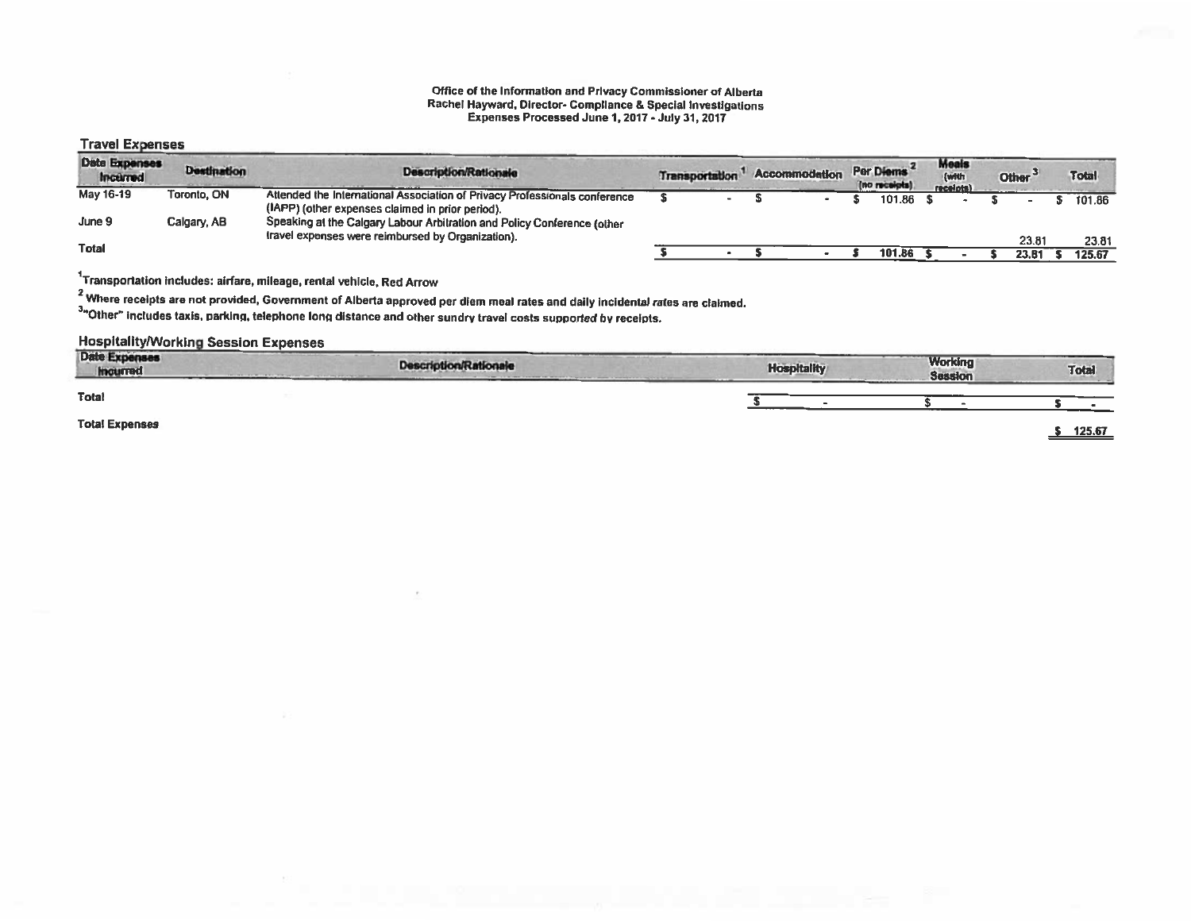Office of the Information and Privacy Commissioner of Alberta
Rachel Hayward, Director- Compliance & Special Investigations
Expenses Processed June 1, 2017 - July 31, 2017

## Travel Expenses

| Date Expenses Incurred | Destination | Description/Rationale | Transportation [1] | Accommodation | Per Diems [2] (no receipts) | Meals (with receipts) | Other [3] | Total |
|---|---|---|---|---|---|---|---|---|
| May 16-19 | Toronto, ON | Attended the International Association of Privacy Professionals conference (IAPP) (other expenses claimed in prior period). | $ - | $ - | $ 101.86 | $ - | $ - | $ 101.86 |
| June 9 | Calgary, AB | Speaking at the Calgary Labour Arbitration and Policy Conference (other travel expenses were reimbursed by Organization). | | | | | 23.81 | 23.81 |
| Total | | | $ - | $ - | $ 101.86 | $ - | $ 23.81 | $ 125.67 |

[1]Transportation includes: airfare, mileage, rental vehicle, Red Arrow

[2] Where receipts are not provided, Government of Alberta approved per diem meal rates and daily incidental rates are claimed.

[3]"Other" includes taxis, parking, telephone long distance and other sundry travel costs supported by receipts.

## Hospitality/Working Session Expenses

| Date Expenses Incurred | Description/Rationale | Hospitality | Working Session | Total |
|---|---|---|---|---|
| Total | | $ - | $ - | $ - |

**Total Expenses** $ 125.67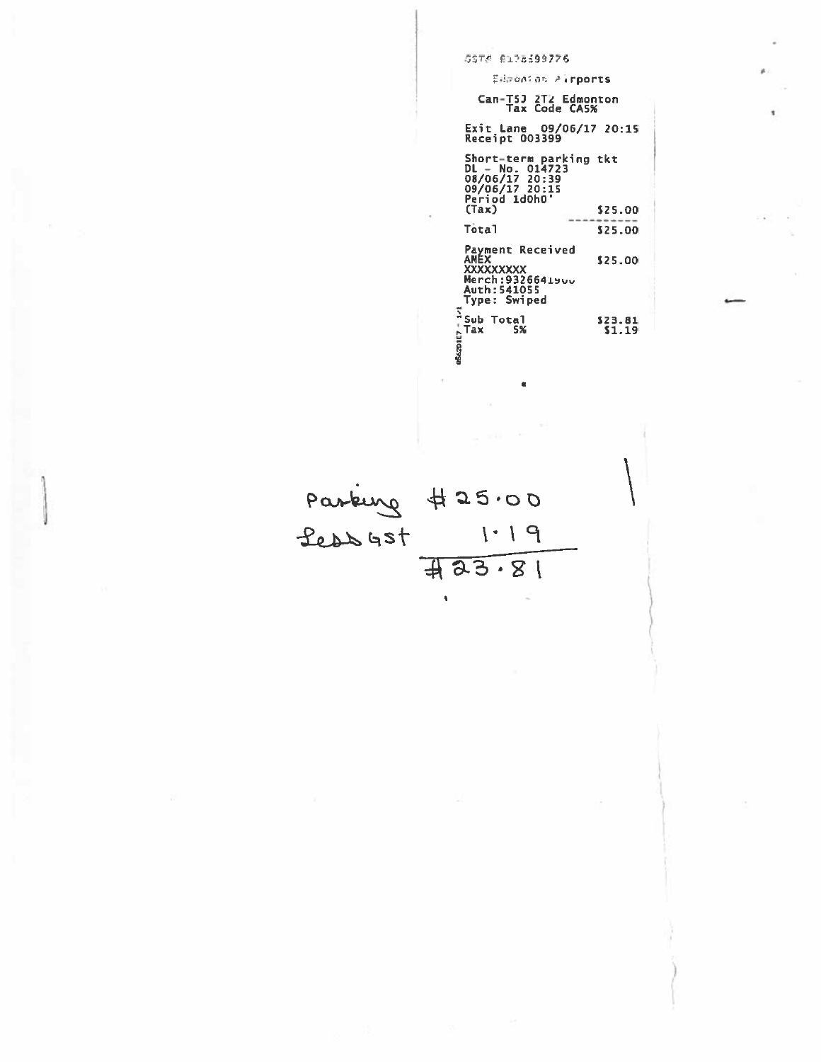GST# 8135399776

Edmonton Airports

Can-T5J 2T2 Edmonton
Tax Code CA5%

Exit Lane 09/06/17 20:15
Receipt 003399

Short-term parking tkt
DL - No. 014723
08/06/17 20:39
09/06/17 20:15
Period 1d0h0'

| | |
|---|---|
| (Tax) | $25.00 |
| Total | $25.00 |

| | |
|---|---|
| Payment Received AMEX | $25.00 |

XXXXXXXXX
Merch:9326641900
Auth:541055
Type: Swiped

| | | |
|---|---|---|
| Sub Total | | $23.81 |
| Tax | 5% | $1.19 |

Parking $25.00
Less GST 1.19
$23.81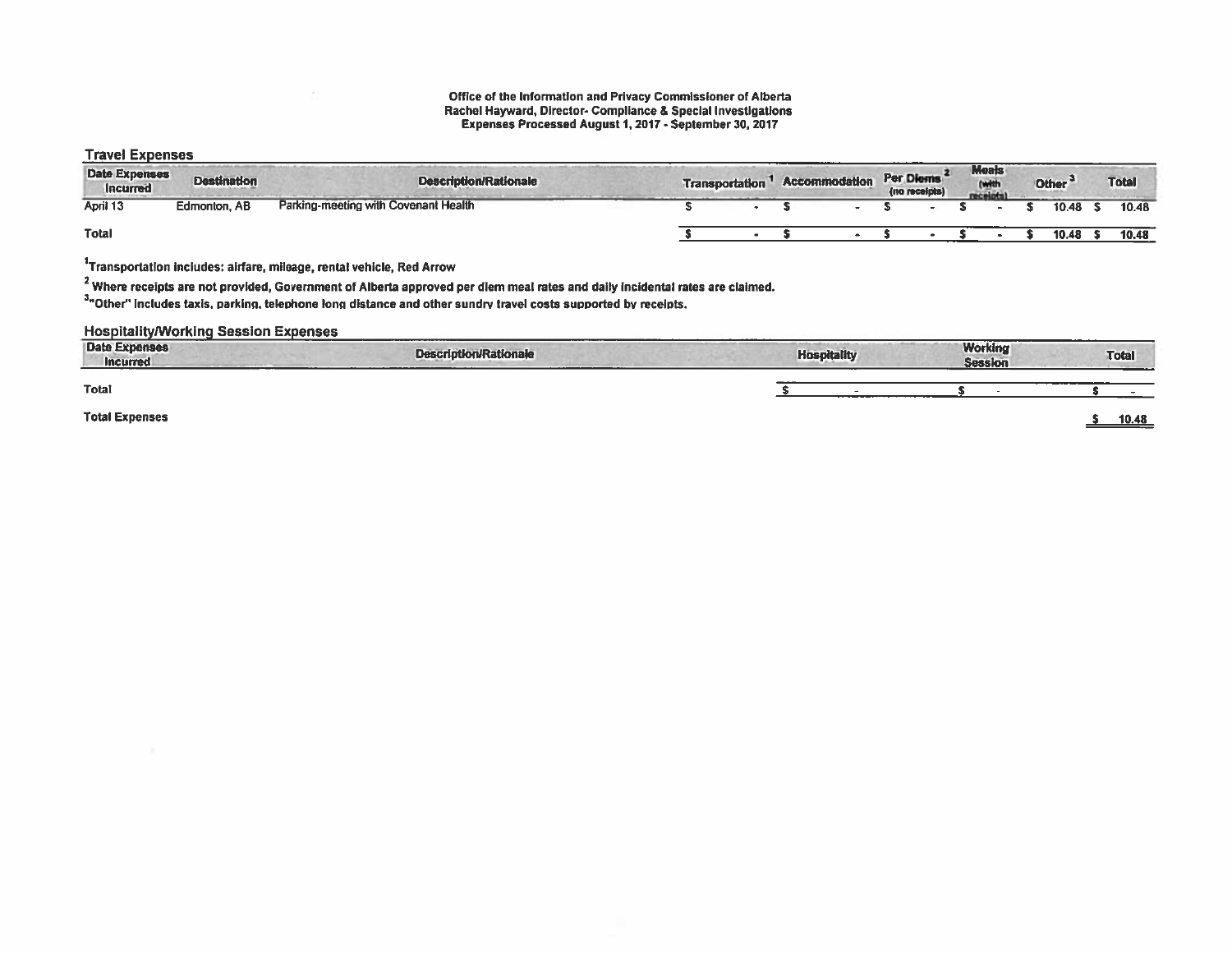**Office of the Information and Privacy Commissioner of Alberta**
**Rachel Hayward, Director- Compliance & Special Investigations**
**Expenses Processed August 1, 2017 - September 30, 2017**

## Travel Expenses

| Date Expenses Incurred | Destination | Description/Rationale | Transportation [1] | Accommodation | Per Diems [2] (no receipts) | Meals (with receipts) | Other [3] | Total |
|---|---|---|---|---|---|---|---|---|
| April 13 | Edmonton, AB | Parking-meeting with Covenant Health | $ - | $ - | $ - | $ - | $ 10.48 | $ 10.48 |
| **Total** | | | $ - | $ - | $ - | $ - | $ 10.48 | $ 10.48 |

[1]Transportation includes: airfare, mileage, rental vehicle, Red Arrow

[2] Where receipts are not provided, Government of Alberta approved per diem meal rates and daily incidental rates are claimed.

[3]"Other" includes taxis, parking, telephone long distance and other sundry travel costs supported by receipts.

## Hospitality/Working Session Expenses

| Date Expenses Incurred | Description/Rationale | Hospitality | Working Session | Total |
|---|---|---|---|---|
| **Total** | | $ - | $ - | $ - |

**Total Expenses** $ 10.48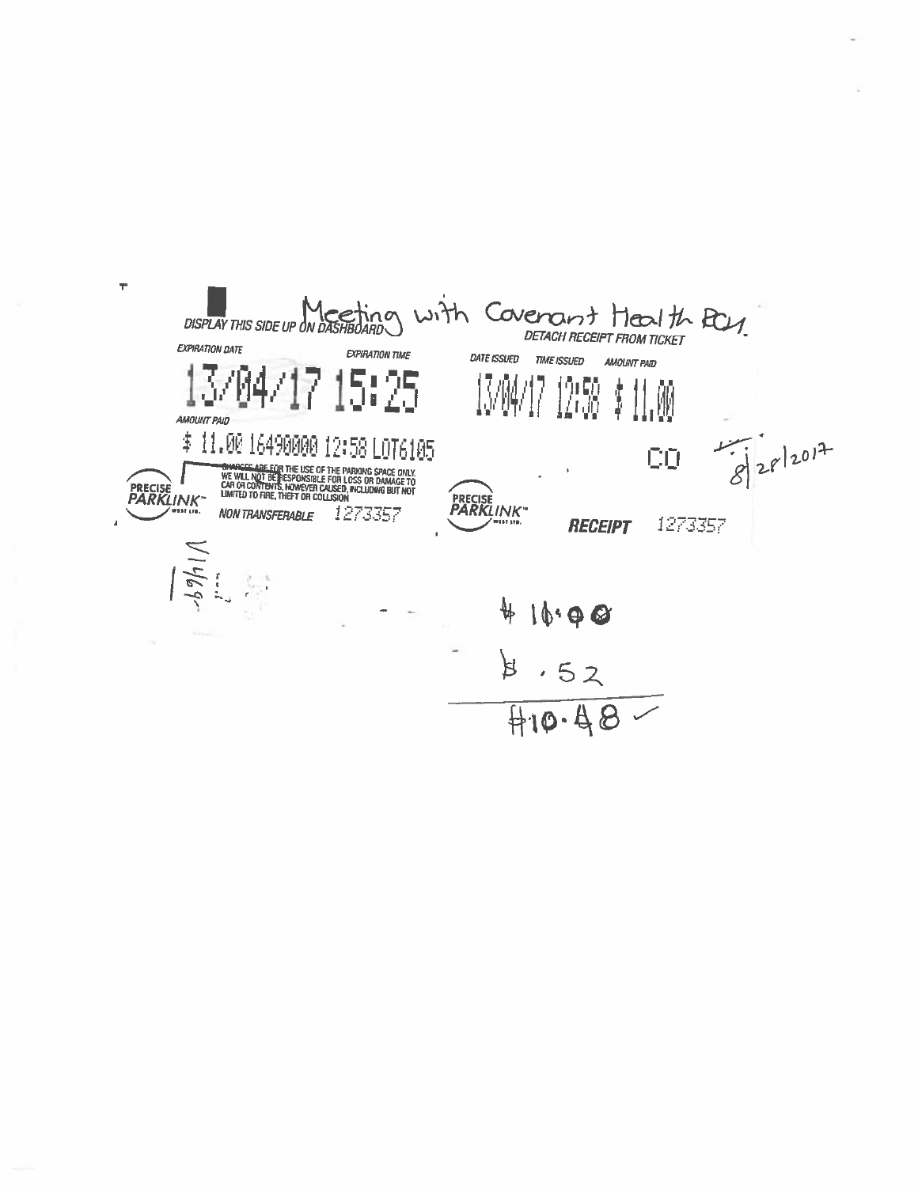DISPLAY THIS SIDE UP ON DASHBOARD Meeting with Covenant Health RCH.

DETACH RECEIPT FROM TICKET

EXPIRATION DATE | EXPIRATION TIME
--- | ---
13/04/17 | 15:25

AMOUNT PAID

$ 11.00 16490000 12:58 LOT6105

CHARGES ARE FOR THE USE OF THE PARKING SPACE ONLY. WE WILL NOT BE RESPONSIBLE FOR LOSS OR DAMAGE TO CAR OR CONTENTS, HOWEVER CAUSED, INCLUDING BUT NOT LIMITED TO FIRE, THEFT OR COLLISION

PRECISE PARKLINK WEST LTD.

NON TRANSFERABLE 1273357

DATE ISSUED | TIME ISSUED | AMOUNT PAID
--- | --- | ---
13/04/17 | 12:58 | $ 11.00

CO 8/28/2017

PRECISE PARKLINK WEST LTD.

RECEIPT 1273357

$ 10.00

$ .52

$10.48 ✓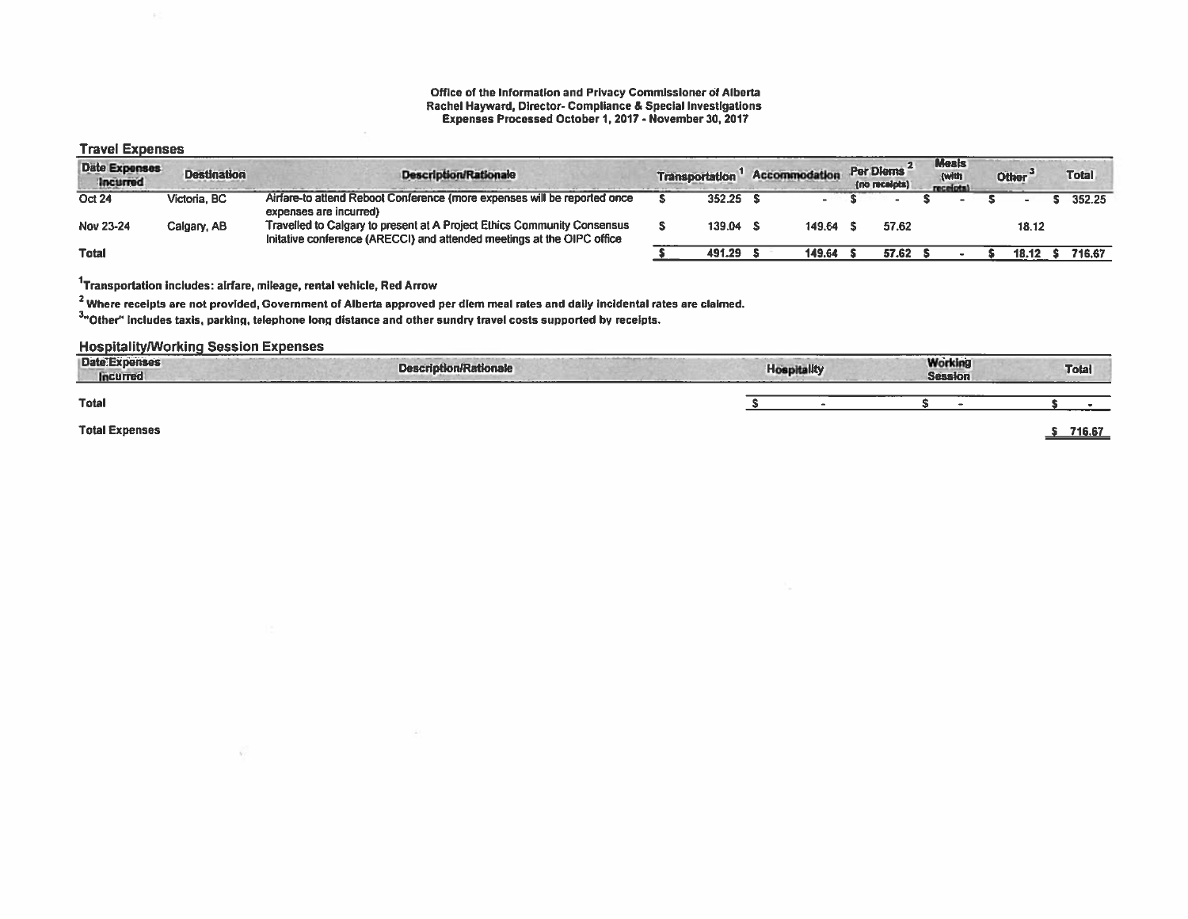**Office of the Information and Privacy Commissioner of Alberta**
**Rachel Hayward, Director- Compliance & Special Investigations**
**Expenses Processed October 1, 2017 - November 30, 2017**

## Travel Expenses

| Date Expenses Incurred | Destination | Description/Rationale | Transportation [1] | Accommodation | Per Diems [2] (no receipts) | Meals (with receipts) | Other [3] | Total |
|---|---|---|---|---|---|---|---|---|
| Oct 24 | Victoria, BC | Airfare-to attend Reboot Conference (more expenses will be reported once expenses are incurred) | $ 352.25 | $ - | $ - | $ - | $ - | $ 352.25 |
| Nov 23-24 | Calgary, AB | Travelled to Calgary to present at A Project Ethics Community Consensus Initative conference (ARECCI) and attended meetings at the OIPC office | $ 139.04 | $ 149.64 | $ 57.62 | | 18.12 | |
| **Total** | | | $ 491.29 | $ 149.64 | $ 57.62 | $ - | $ 18.12 | $ 716.67 |

[1]Transportation includes: airfare, mileage, rental vehicle, Red Arrow

[2] Where receipts are not provided, Government of Alberta approved per diem meal rates and daily incidental rates are claimed.

[3]"Other" includes taxis, parking, telephone long distance and other sundry travel costs supported by receipts.

## Hospitality/Working Session Expenses

| Date Expenses Incurred | Description/Rationale | Hospitality | Working Session | Total |
|---|---|---|---|---|
| **Total** | | $ - | $ - | $ - |

**Total Expenses** $ 716.67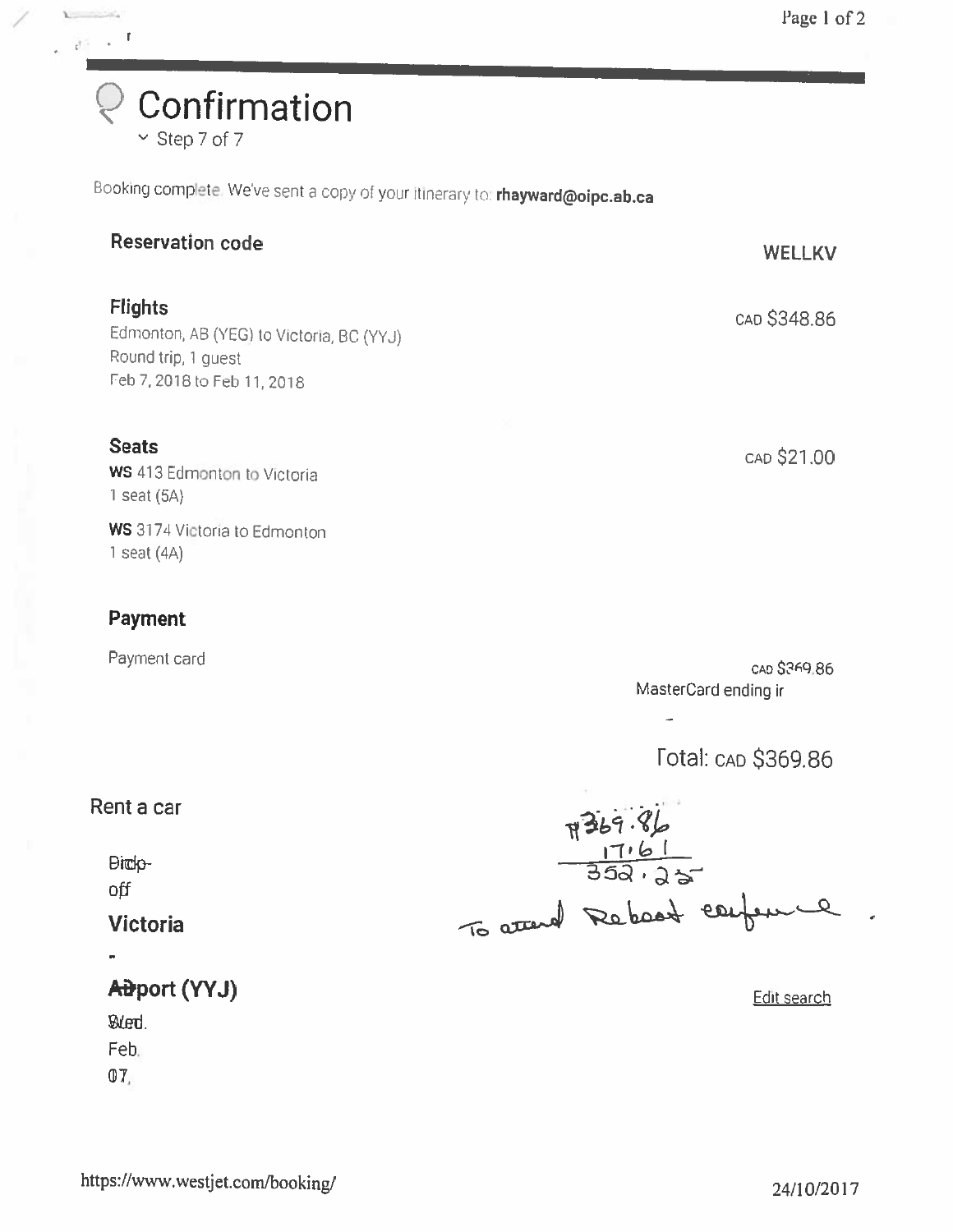# Confirmation

Step 7 of 7

Booking complete. We've sent a copy of your itinerary to: **rhayward@oipc.ab.ca**

| | |
|---|---|
| **Reservation code** | **WELLKV** |
| **Flights**<br>Edmonton, AB (YEG) to Victoria, BC (YYJ)<br>Round trip, 1 guest<br>Feb 7, 2018 to Feb 11, 2018 | CAD $348.86 |
| **Seats**<br>**WS** 413 Edmonton to Victoria<br>1 seat (5A)<br>**WS** 3174 Victoria to Edmonton<br>1 seat (4A) | CAD $21.00 |
| **Payment**<br>Payment card | CAD $369.86<br>MasterCard ending in |

Total: CAD $369.86

$369.86
17.61
352.25

To attend Reboot conference.

Rent a car

Pick-off

**Victoria**

-

**Airport (YYJ)**

Wed.
Feb.
07,

Edit search

https://www.westjet.com/booking/

24/10/2017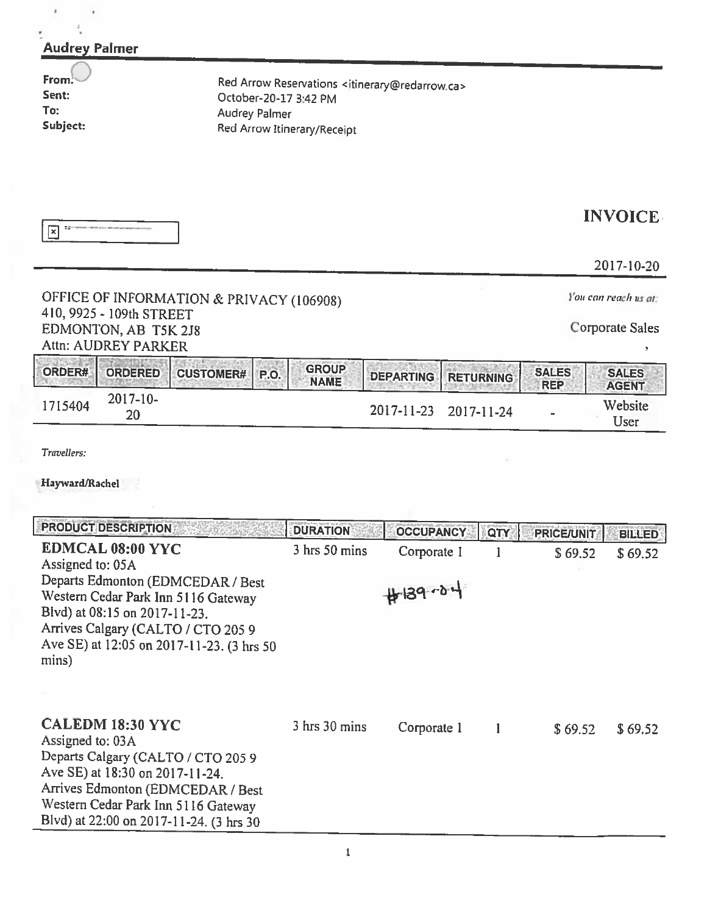**Audrey Palmer**

| | |
|---|---|
| **From:** | Red Arrow Reservations <itinerary@redarrow.ca> |
| **Sent:** | October-20-17 3:42 PM |
| **To:** | Audrey Palmer |
| **Subject:** | Red Arrow Itinerary/Receipt |

# INVOICE

2017-10-20

OFFICE OF INFORMATION & PRIVACY (106908)
410, 9925 - 109th STREET
EDMONTON, AB T5K 2J8
Attn: AUDREY PARKER

*You can reach us at:*

Corporate Sales

| ORDER# | ORDERED | CUSTOMER# | P.O. | GROUP NAME | DEPARTING | RETURNING | SALES REP | SALES AGENT |
|---|---|---|---|---|---|---|---|---|
| 1715404 | 2017-10-20 | | | | 2017-11-23 | 2017-11-24 | - | Website User |

*Travellers:*

**Hayward/Rachel**

| PRODUCT DESCRIPTION | DURATION | OCCUPANCY | QTY | PRICE/UNIT | BILLED |
|---|---|---|---|---|---|
| **EDMCAL 08:00 YYC** Assigned to: 05A Departs Edmonton (EDMCEDAR / Best Western Cedar Park Inn 5116 Gateway Blvd) at 08:15 on 2017-11-23. Arrives Calgary (CALTO / CTO 205 9 Ave SE) at 12:05 on 2017-11-23. (3 hrs 50 mins) | 3 hrs 50 mins | Corporate 1 #139.04 | 1 | $ 69.52 | $ 69.52 |
| **CALEDM 18:30 YYC** Assigned to: 03A Departs Calgary (CALTO / CTO 205 9 Ave SE) at 18:30 on 2017-11-24. Arrives Edmonton (EDMCEDAR / Best Western Cedar Park Inn 5116 Gateway Blvd) at 22:00 on 2017-11-24. (3 hrs 30 | 3 hrs 30 mins | Corporate 1 | 1 | $ 69.52 | $ 69.52 |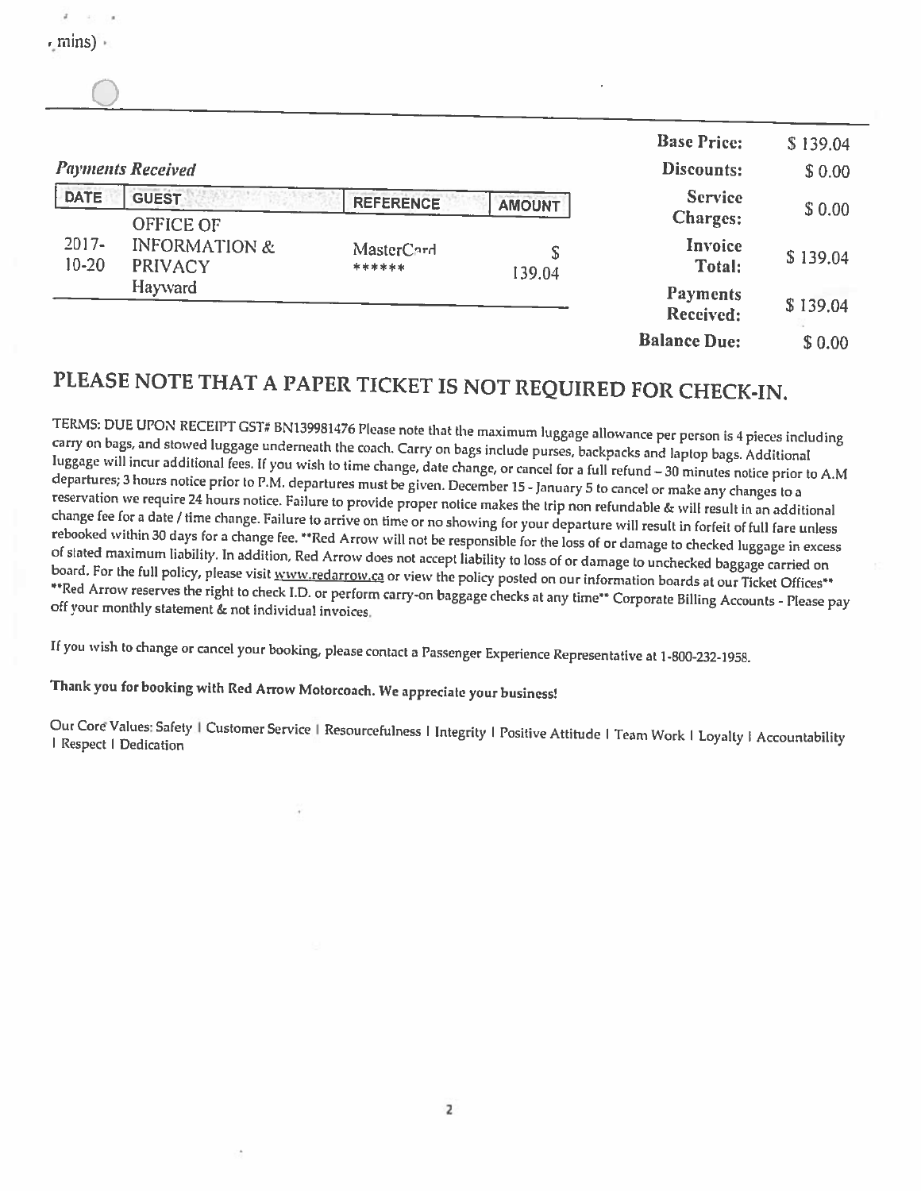mins)

*Payments Received*

| DATE | GUEST | REFERENCE | AMOUNT |
|---|---|---|---|
| 2017-10-20 | OFFICE OF INFORMATION & PRIVACY Hayward | MasterCard ****** | $ 139.04 |

| | |
|---|---|
| **Base Price:** | $ 139.04 |
| **Discounts:** | $ 0.00 |
| **Service Charges:** | $ 0.00 |
| **Invoice Total:** | $ 139.04 |
| **Payments Received:** | $ 139.04 |
| **Balance Due:** | $ 0.00 |

# PLEASE NOTE THAT A PAPER TICKET IS NOT REQUIRED FOR CHECK-IN.

TERMS: DUE UPON RECEIPT GST# BN139981476 Please note that the maximum luggage allowance per person is 4 pieces including carry on bags, and stowed luggage underneath the coach. Carry on bags include purses, backpacks and laptop bags. Additional luggage will incur additional fees. If you wish to time change, date change, or cancel for a full refund – 30 minutes notice prior to A.M departures; 3 hours notice prior to P.M. departures must be given. December 15 - January 5 to cancel or make any changes to a reservation we require 24 hours notice. Failure to provide proper notice makes the trip non refundable & will result in an additional change fee for a date / time change. Failure to arrive on time or no showing for your departure will result in forfeit of full fare unless rebooked within 30 days for a change fee. **Red Arrow will not be responsible for the loss of or damage to checked luggage in excess of stated maximum liability. In addition, Red Arrow does not accept liability to loss of or damage to unchecked baggage carried on board. For the full policy, please visit www.redarrow.ca or view the policy posted on our information boards at our Ticket Offices** **Red Arrow reserves the right to check I.D. or perform carry-on baggage checks at any time** Corporate Billing Accounts - Please pay off your monthly statement & not individual invoices.

If you wish to change or cancel your booking, please contact a Passenger Experience Representative at 1-800-232-1958.

**Thank you for booking with Red Arrow Motorcoach. We appreciate your business!**

Our Core Values: Safety I Customer Service I Resourcefulness I Integrity I Positive Attitude I Team Work I Loyalty I Accountability I Respect I Dedication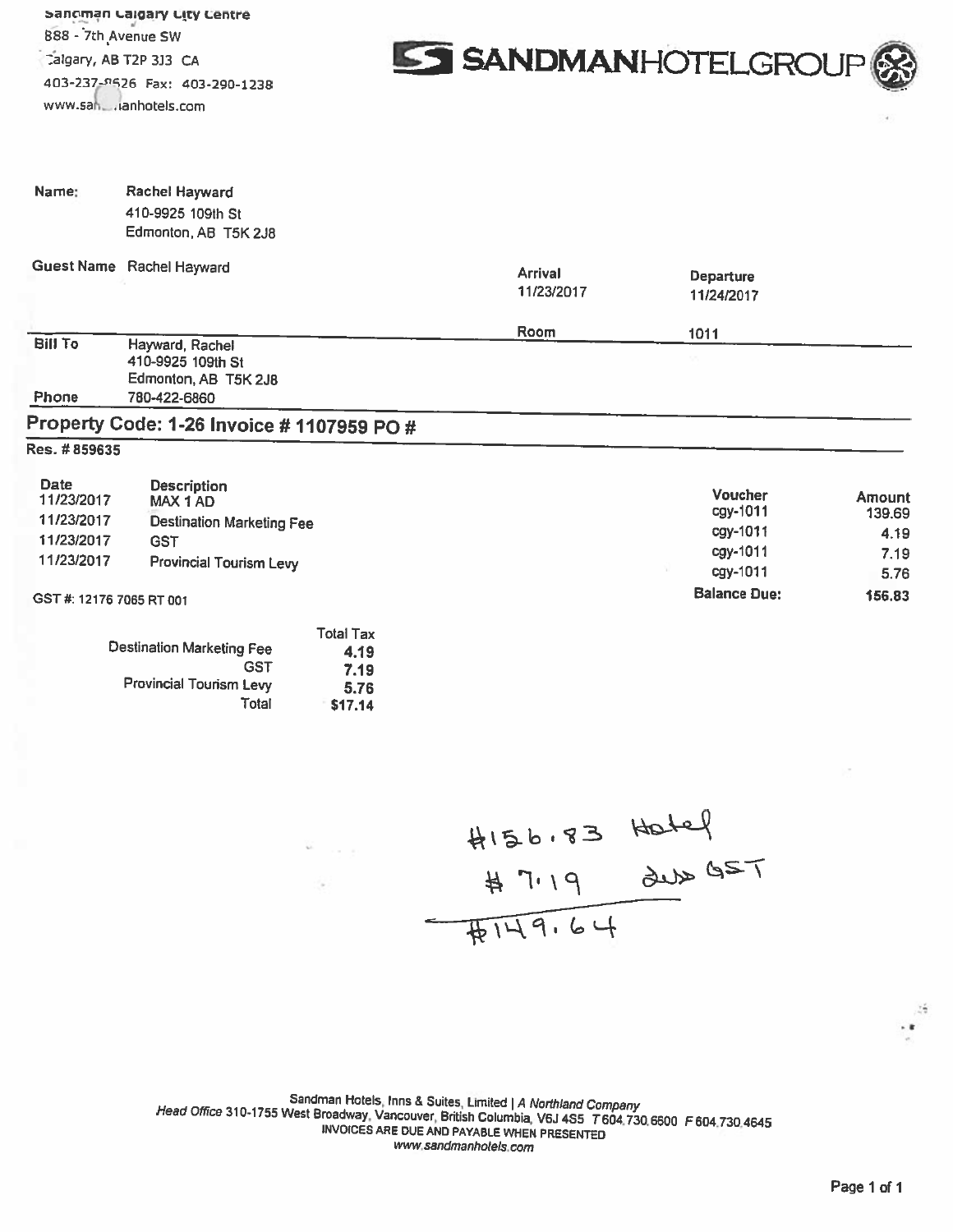Sandman Calgary City Centre
888 - 7th Avenue SW
Calgary, AB T2P 3J3 CA
403-237-8626 Fax: 403-290-1238
www.sandmanhotels.com

**SANDMANHOTELGROUP**

| | | | |
|---|---|---|---|
| **Name:** | Rachel Hayward<br>410-9925 109th St<br>Edmonton, AB T5K 2J8 | | |
| **Guest Name** | Rachel Hayward | **Arrival**<br>11/23/2017 | **Departure**<br>11/24/2017 |
| | | **Room** | 1011 |
| **Bill To** | Hayward, Rachel<br>410-9925 109th St<br>Edmonton, AB T5K 2J8 | | |
| **Phone** | 780-422-6860 | | |

## Property Code: 1-26 Invoice # 1107959 PO #

**Res. # 859635**

| Date | Description | Voucher | Amount |
|---|---|---|---|
| 11/23/2017 | MAX 1 AD | cgy-1011 | 139.69 |
| 11/23/2017 | Destination Marketing Fee | cgy-1011 | 4.19 |
| 11/23/2017 | GST | cgy-1011 | 7.19 |
| 11/23/2017 | Provincial Tourism Levy | cgy-1011 | 5.76 |
| | | **Balance Due:** | **156.83** |

GST #: 12176 7065 RT 001

| | Total Tax |
|---|---|
| Destination Marketing Fee | **4.19** |
| GST | **7.19** |
| Provincial Tourism Levy | **5.76** |
| Total | **$17.14** |

$156.83 Hotel
$7.19 less GST
$149.64

Sandman Hotels, Inns & Suites, Limited | *A Northland Company*
*Head Office* 310-1755 West Broadway, Vancouver, British Columbia, V6J 4S5 *T* 604.730.6600 *F* 604.730.4645
INVOICES ARE DUE AND PAYABLE WHEN PRESENTED
*www.sandmanhotels.com*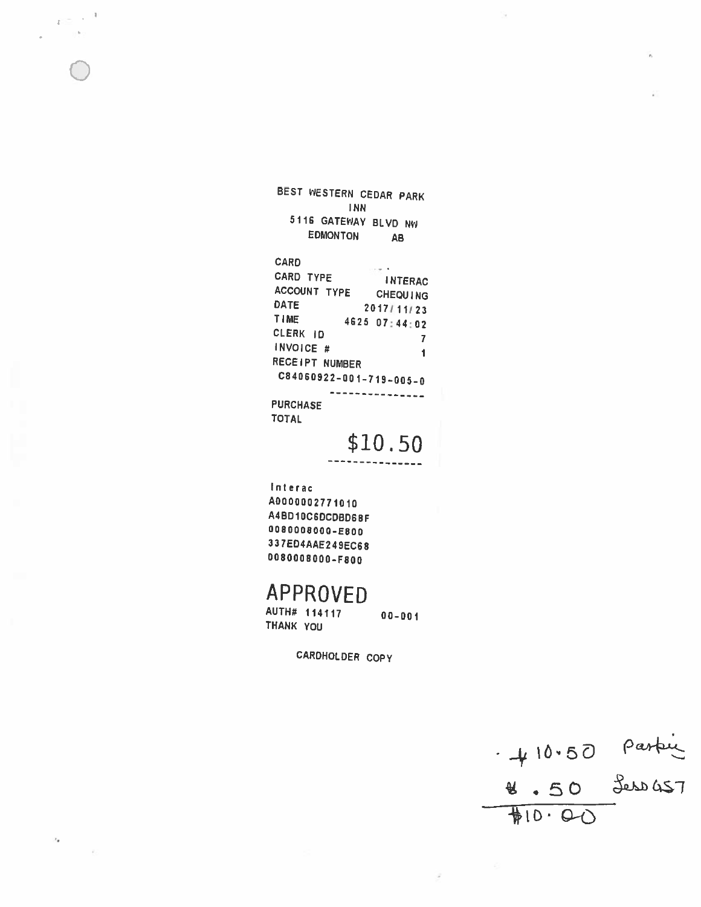BEST WESTERN CEDAR PARK INN
5116 GATEWAY BLVD NW
EDMONTON AB

CARD

CARD TYPE INTERAC
ACCOUNT TYPE CHEQUING
DATE 2017/11/23
TIME 4625 07:44:02
CLERK ID 7
INVOICE # 1
RECEIPT NUMBER
C84060922-001-719-005-0

---------------

PURCHASE
TOTAL

**$10.50**

---------------

Interac
A0000002771010
A4BD10C6DCDBD6BF
0080008000-E800
337ED4AAE249EC68
0080008000-F800

## APPROVED

AUTH# 114117 00-001
THANK YOU

CARDHOLDER COPY

$10.50 Parking
$.50 Less GST
$10.00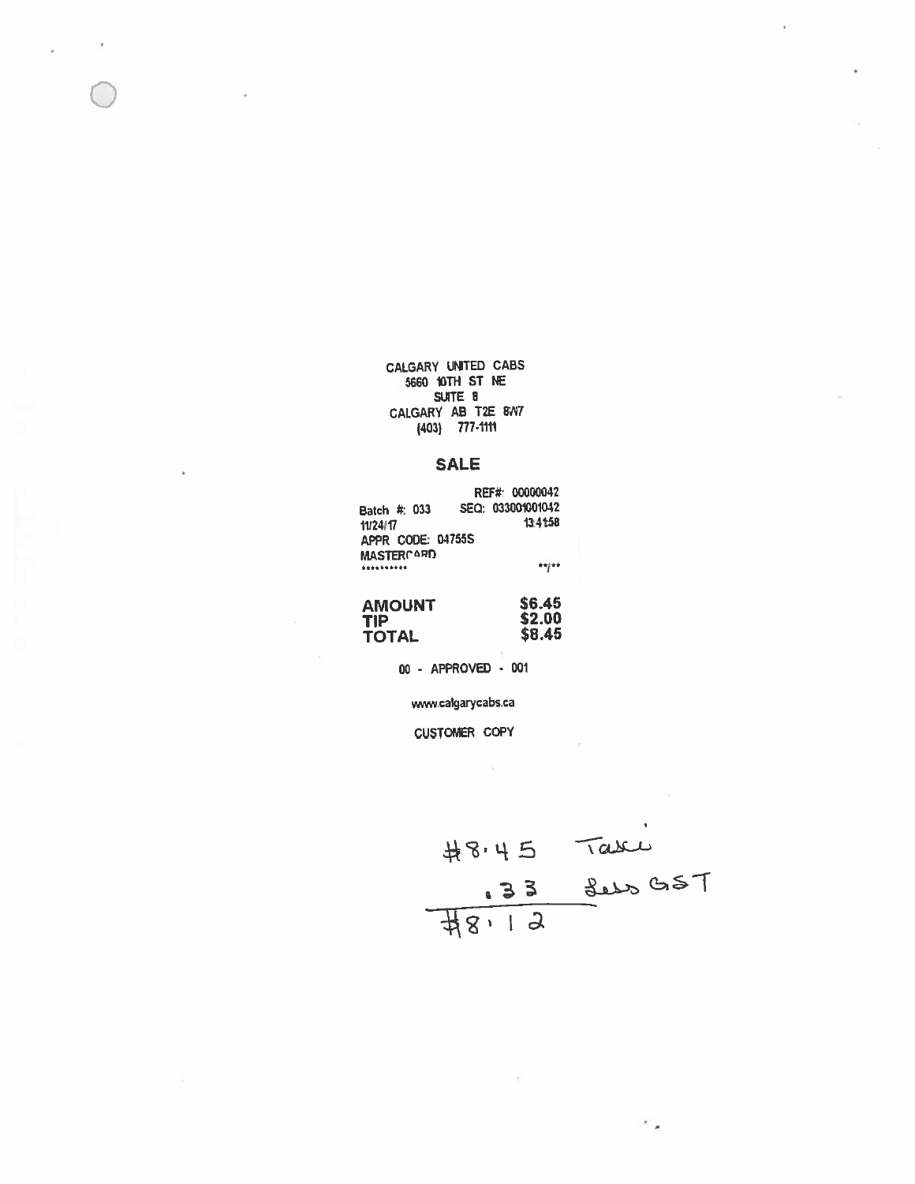CALGARY UNITED CABS
5660 10TH ST NE
SUITE 8
CALGARY AB T2E 8W7
(403) 777-1111

## SALE

REF#: 00000042
Batch #: 033 SEQ: 033001001042
11/24/17 13:41:58
APPR CODE: 04755S
MASTERCARD
********** **/**

| | |
|---|---|
| **AMOUNT** | **$6.45** |
| **TIP** | **$2.00** |
| **TOTAL** | **$8.45** |

00 - APPROVED - 001

www.calgarycabs.ca

CUSTOMER COPY

$8.45 Taxi
.33 less GST
$8.12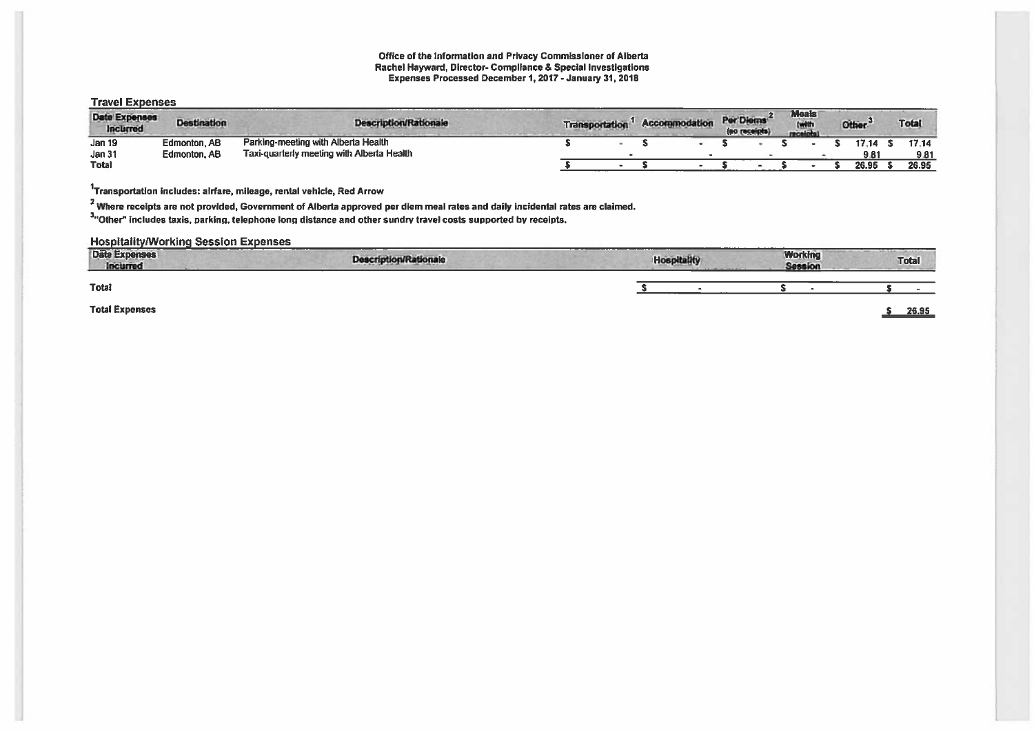Office of the Information and Privacy Commissioner of Alberta
Rachel Hayward, Director- Compliance & Special Investigations
Expenses Processed December 1, 2017 - January 31, 2018

## Travel Expenses

| Date Expenses Incurred | Destination | Description/Rationale | Transportation [1] | Accommodation | Per Diems [2] (no receipts) | Meals (with receipts) | Other [3] | Total |
|---|---|---|---|---|---|---|---|---|
| Jan 19 | Edmonton, AB | Parking-meeting with Alberta Health | $ - | $ - | $ - | $ - | $ 17.14 | $ 17.14 |
| Jan 31 | Edmonton, AB | Taxi-quarterly meeting with Alberta Health | - | - | - | - | 9.81 | 9.81 |
| Total | | | $ - | $ - | $ - | $ - | $ 26.95 | $ 26.95 |

[1]Transportation includes: airfare, mileage, rental vehicle, Red Arrow

[2] Where receipts are not provided, Government of Alberta approved per diem meal rates and daily incidental rates are claimed.

[3]"Other" includes taxis, parking, telephone long distance and other sundry travel costs supported by receipts.

## Hospitality/Working Session Expenses

| Date Expenses Incurred | Description/Rationale | Hospitality | Working Session | Total |
|---|---|---|---|---|
| Total | | $ - | $ - | $ - |

**Total Expenses** $ 26.95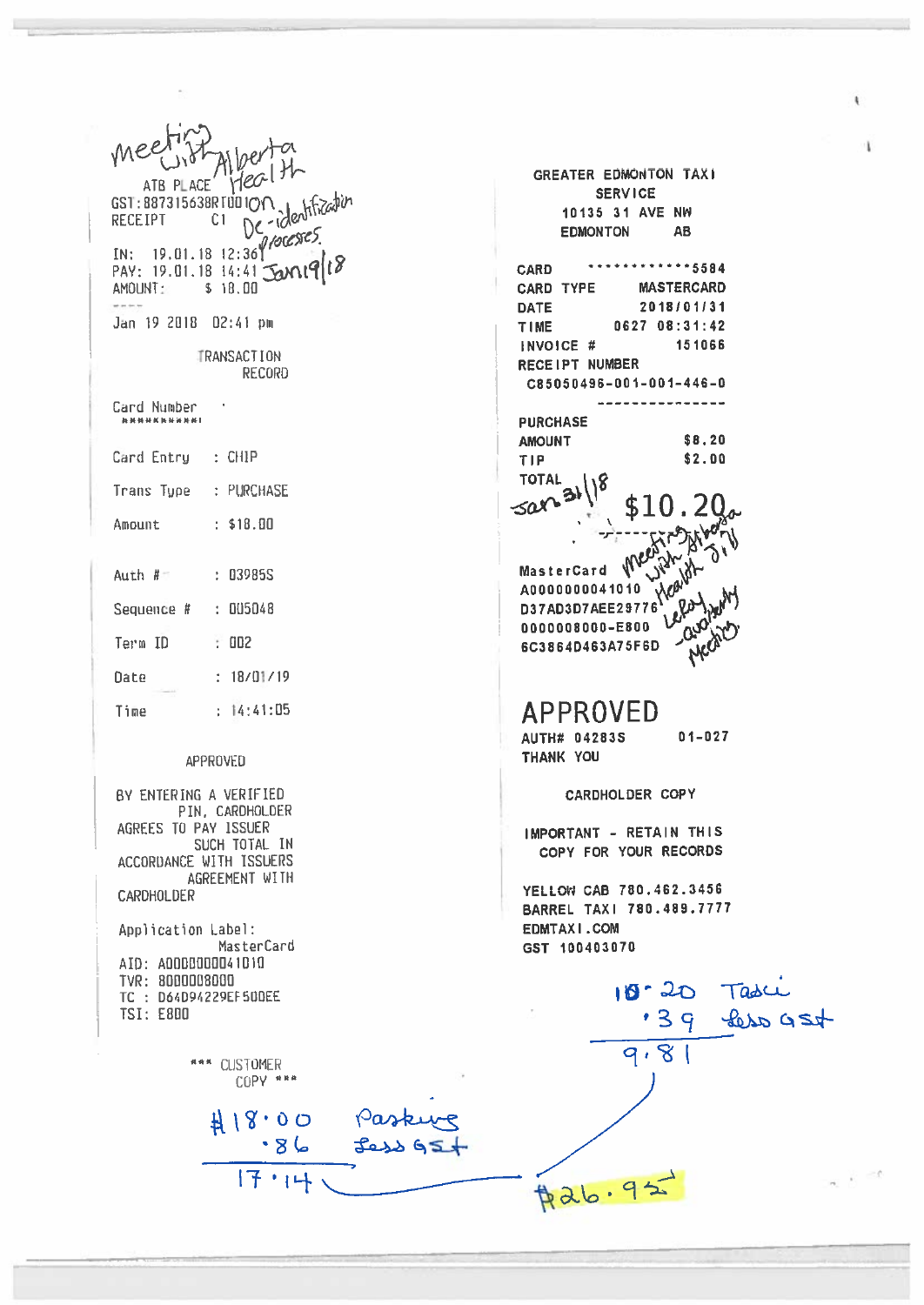Meeting with Alberta Health De-identification process. Jan 19/18

ATB PLACE
GST:887315638RT0010N
RECEIPT C1

IN: 19.01.18 12:36
PAY: 19.01.18 14:41
AMOUNT: $ 18.00

----

Jan 19 2018 02:41 pm

TRANSACTION RECORD

Card Number
\*\*\*\*\*\*\*\*\*\*\*\*

Card Entry : CHIP

Trans Type : PURCHASE

Amount : $18.00

Auth # : 03985S

Sequence # : 005048

Term ID : 002

Date : 18/01/19

Time : 14:41:05

APPROVED

BY ENTERING A VERIFIED PIN, CARDHOLDER AGREES TO PAY ISSUER SUCH TOTAL IN ACCORDANCE WITH ISSUERS AGREEMENT WITH CARDHOLDER

Application Label: MasterCard
AID: A0000000041010
TVR: 8000008000
TC : D64D94229EF500EE
TSI: E800

\*\*\* CUSTOMER COPY \*\*\*

$18.00 Parking
.86 less GST
17.14

---

GREATER EDMONTON TAXI SERVICE
10135 31 AVE NW
EDMONTON AB

CARD \*\*\*\*\*\*\*\*\*\*\*\*5584
CARD TYPE MASTERCARD
DATE 2018/01/31
TIME 0627 08:31:42
INVOICE # 151066
RECEIPT NUMBER
C85050496-001-001-446-0

---------------

PURCHASE
AMOUNT $8.20
TIP $2.00
TOTAL Jan 31/18
$10.20

Meeting with Alberta Health J.B Leroy - authority Meeting

MasterCard
A0000000041010
D37AD3D7AEE29776
0000008000-E800
6C3864D463A75F6D

APPROVED
AUTH# 04283S 01-027
THANK YOU

CARDHOLDER COPY

IMPORTANT - RETAIN THIS COPY FOR YOUR RECORDS

YELLOW CAB 780.462.3456
BARREL TAXI 780.489.7777
EDMTAXI.COM
GST 100403070

10.20 Taxi
.39 less GST
9.81

$26.95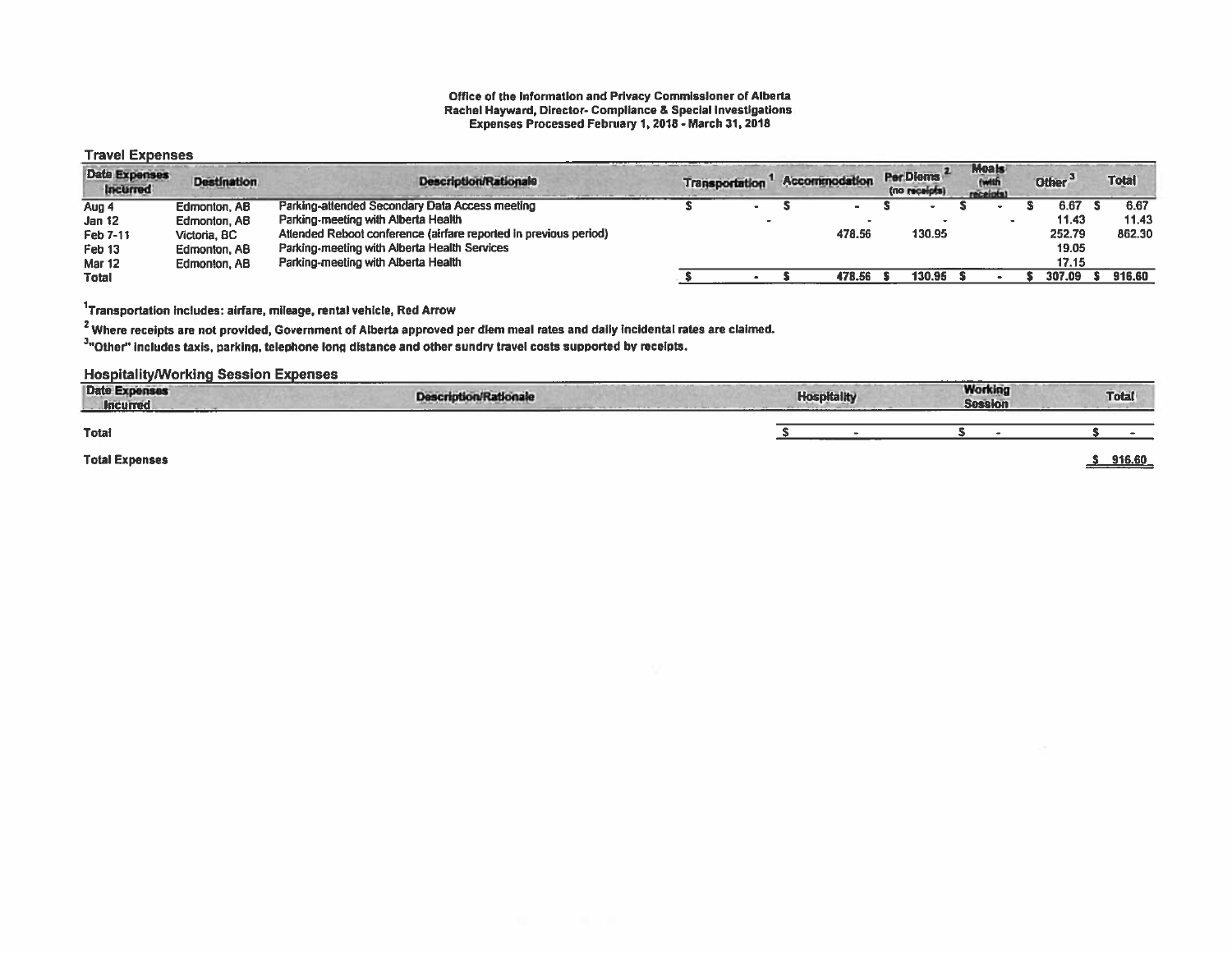**Office of the Information and Privacy Commissioner of Alberta**
**Rachel Hayward, Director- Compliance & Special Investigations**
**Expenses Processed February 1, 2018 - March 31, 2018**

### Travel Expenses

| Date Expenses Incurred | Destination | Description/Rationale | Transportation [1] | Accommodation | Per Diems [2] (no receipts) | Meals (with receipts) | Other [3] | Total |
|---|---|---|---|---|---|---|---|---|
| Aug 4 | Edmonton, AB | Parking-attended Secondary Data Access meeting | $ - | $ - | $ - | $ - | $ 6.67 | $ 6.67 |
| Jan 12 | Edmonton, AB | Parking-meeting with Alberta Health | - | - | - | - | 11.43 | 11.43 |
| Feb 7-11 | Victoria, BC | Attended Reboot conference (airfare reported in previous period) | | 478.56 | 130.95 | | 252.79 | 862.30 |
| Feb 13 | Edmonton, AB | Parking-meeting with Alberta Health Services | | | | | 19.05 | |
| Mar 12 | Edmonton, AB | Parking-meeting with Alberta Health | | | | | 17.15 | |
| **Total** | | | $ - | $ 478.56 | $ 130.95 | $ - | $ 307.09 | $ 916.60 |

[1]Transportation includes: airfare, mileage, rental vehicle, Red Arrow

[2] Where receipts are not provided, Government of Alberta approved per diem meal rates and daily incidental rates are claimed.

[3]"Other" includes taxis, parking, telephone long distance and other sundry travel costs supported by receipts.

### Hospitality/Working Session Expenses

| Date Expenses Incurred | Description/Rationale | Hospitality | Working Session | Total |
|---|---|---|---|---|
| **Total** | | $ - | $ - | $ - |

**Total Expenses** $ 916.60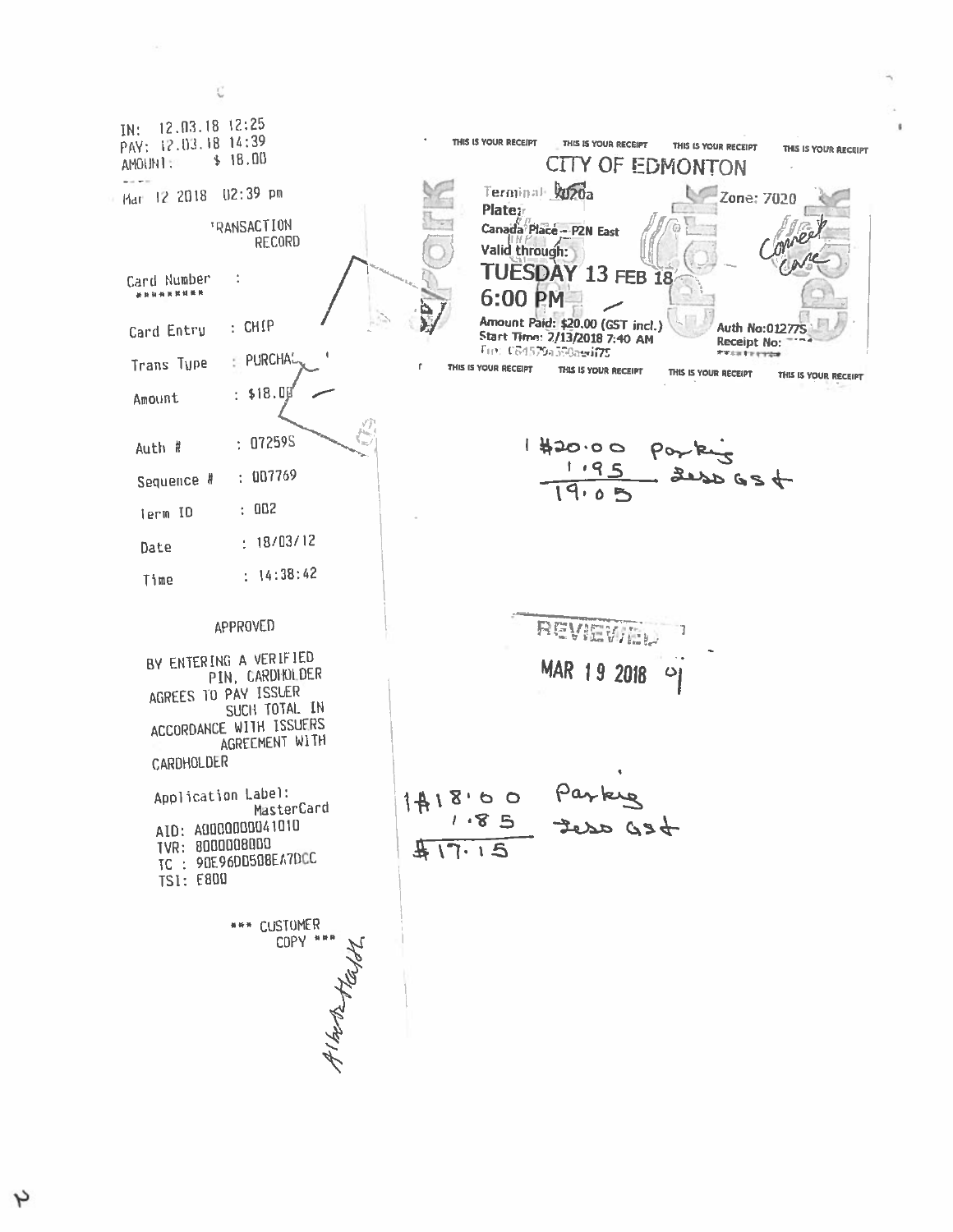IN: 12.03.18 12:25
PAY: 12.03.18 14:39
AMOUNT: $ 18.00

Mar 12 2018 02:39 pm

TRANSACTION RECORD

Card Number : *********

Card Entry : CHIP

Trans Type : PURCHASE

Amount : $18.00

Auth # : 07259S

Sequence # : 007769

Term ID : 002

Date : 18/03/12

Time : 14:38:42

APPROVED

BY ENTERING A VERIFIED PIN, CARDHOLDER AGREES TO PAY ISSUER SUCH TOTAL IN ACCORDANCE WITH ISSUERS AGREEMENT WITH CARDHOLDER

Application Label: MasterCard
AID: A0000000041010
TVR: 8000008000
TC : 90E96DD508EA7DCC
TSI: E800

*** CUSTOMER COPY ***

Alberta Health

THIS IS YOUR RECEIPT THIS IS YOUR RECEIPT THIS IS YOUR RECEIPT THIS IS YOUR RECEIPT

CITY OF EDMONTON

Terminal: 7020a Zone: 7020
Plate:
Canada Place – P2N East
Valid through:
**TUESDAY 13 FEB 18**
**6:00 PM**
Amount Paid: $20.00 (GST incl.) Auth No:01277S
Start Time: 2/13/2018 7:40 AM Receipt No:

THIS IS YOUR RECEIPT THIS IS YOUR RECEIPT THIS IS YOUR RECEIPT THIS IS YOUR RECEIPT

Connect Care

1 $20.00 Parking
1.95 less GST
19.05

REVIEWED
MAR 19 2018

1 $18.00 Parking
1.85 less GST
$17.15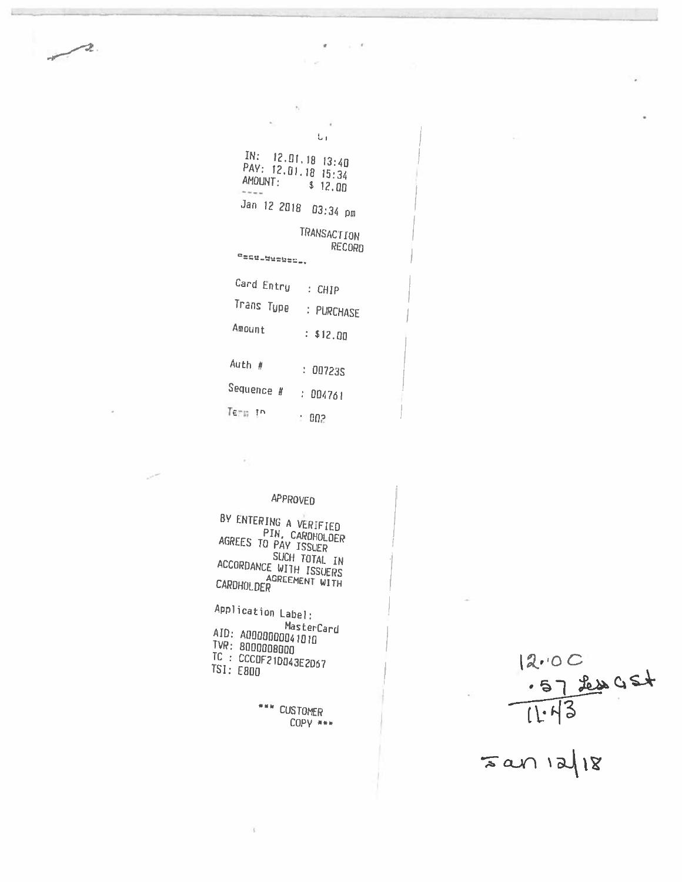IN: 12.01.18 13:40
PAY: 12.01.18 15:34
AMOUNT: $ 12.00

Jan 12 2018 03:34 pm

TRANSACTION RECORD

| | |
|---|---|
| Card Entry | : CHIP |
| Trans Type | : PURCHASE |
| Amount | : $12.00 |
| Auth # | : 00723S |
| Sequence # | : 004761 |
| Term ID | : 002 |

APPROVED

BY ENTERING A VERIFIED PIN, CARDHOLDER AGREES TO PAY ISSUER SUCH TOTAL IN ACCORDANCE WITH ISSUERS AGREEMENT WITH CARDHOLDER

Application Label: MasterCard
AID: A0000000041010
TVR: 8000008000
TC : CCC0F21D043E2D67
TSI: E800

*** CUSTOMER COPY ***

12.00
.57 Less GST
11.43

Jan 12/18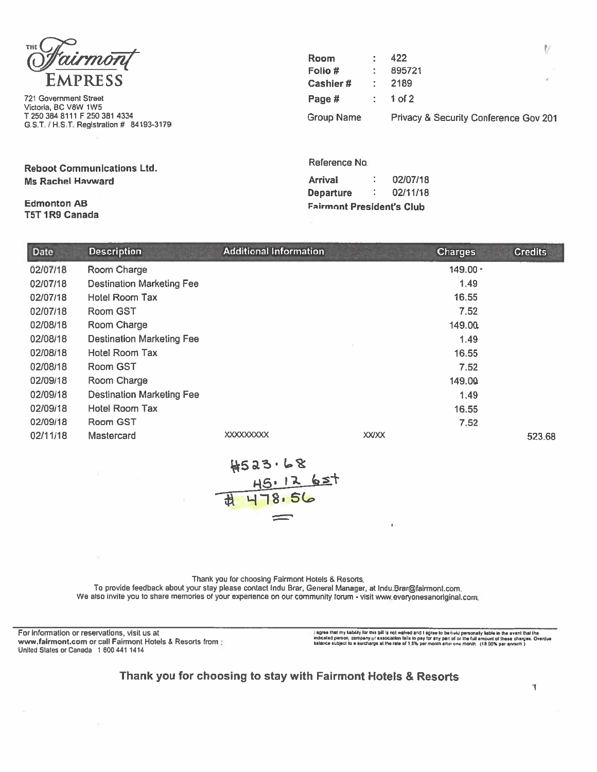THE Fairmont EMPRESS

721 Government Street
Victoria, BC V8W 1W5
T 250 384 8111 F 250 381 4334
G.S.T. / H.S.T. Registration # 84193-3179

| | | |
|---|---|---|
| Room | : | 422 |
| Folio # | : | 895721 |
| Cashier # | : | 2189 |
| Page # | : | 1 of 2 |
| Group Name | | Privacy & Security Conference Gov 201 |

**Reboot Communications Ltd.**
**Ms Rachel Hayward**

**Edmonton AB**
**T5T 1R9 Canada**

Reference No.

**Arrival** : 02/07/18
**Departure** : 02/11/18
**Fairmont President's Club**

| Date | Description | Additional Information | | Charges | Credits |
|---|---|---|---|---|---|
| 02/07/18 | Room Charge | | | 149.00 | |
| 02/07/18 | Destination Marketing Fee | | | 1.49 | |
| 02/07/18 | Hotel Room Tax | | | 16.55 | |
| 02/07/18 | Room GST | | | 7.52 | |
| 02/08/18 | Room Charge | | | 149.00 | |
| 02/08/18 | Destination Marketing Fee | | | 1.49 | |
| 02/08/18 | Hotel Room Tax | | | 16.55 | |
| 02/08/18 | Room GST | | | 7.52 | |
| 02/09/18 | Room Charge | | | 149.00 | |
| 02/09/18 | Destination Marketing Fee | | | 1.49 | |
| 02/09/18 | Hotel Room Tax | | | 16.55 | |
| 02/09/18 | Room GST | | | 7.52 | |
| 02/11/18 | Mastercard | XXXXXXXXX | XX/XX | | 523.68 |

$523.68
45.12 gst
$ 478.56

Thank you for choosing Fairmont Hotels & Resorts.
To provide feedback about your stay please contact Indu Brar, General Manager, at Indu.Brar@fairmont.com.
We also invite you to share memories of your experience on our community forum - visit www.everyonesanoriginal.com.

For information or reservations, visit us at **www.fairmont.com** or call Fairmont Hotels & Resorts from : United States or Canada 1 800 441 1414

I agree that my liability for this bill is not waived and I agree to be held personally liable in the event that the indicated person, company or association fails to pay for any part of or the full amount of these charges. Overdue balance subject to a surcharge at the rate of 1.5% per month after one month. (18.00% per annum.)

**Thank you for choosing to stay with Fairmont Hotels & Resorts**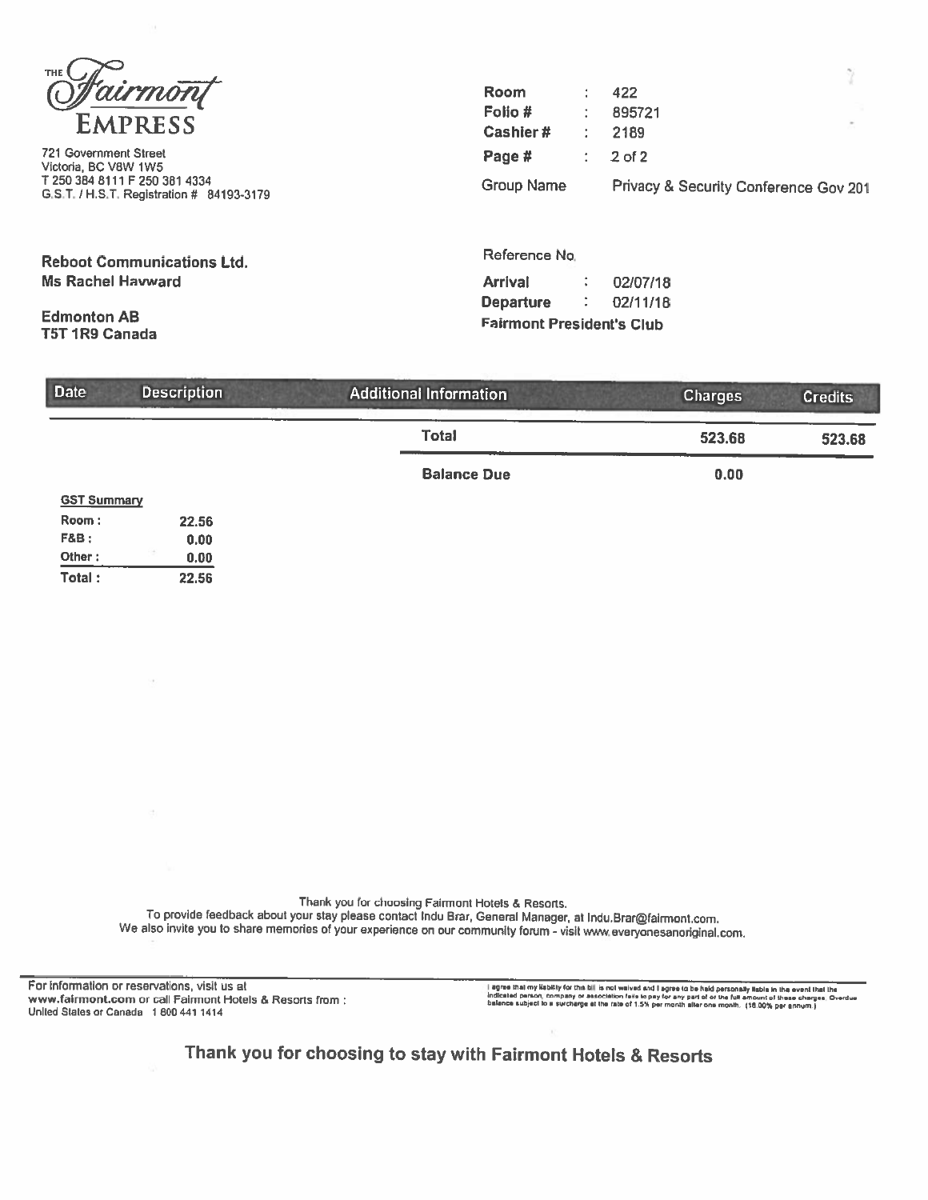THE Fairmont EMPRESS

721 Government Street
Victoria, BC V8W 1W5
T 250 384 8111 F 250 381 4334
G.S.T. / H.S.T. Registration # 84193-3179

| | | |
|---|---|---|
| **Room** | : | 422 |
| **Folio #** | : | 895721 |
| **Cashier #** | : | 2189 |
| **Page #** | : | 2 of 2 |
| Group Name | | Privacy & Security Conference Gov 201 |

**Reboot Communications Ltd.**
**Ms Rachel Hayward**

**Edmonton AB**
**T5T 1R9 Canada**

Reference No.

| | | |
|---|---|---|
| **Arrival** | : | 02/07/18 |
| **Departure** | : | 02/11/18 |

**Fairmont President's Club**

| Date | Description | Additional Information | Charges | Credits |
|---|---|---|---|---|
| | | **Total** | **523.68** | **523.68** |
| | | **Balance Due** | **0.00** | |

**GST Summary**

| | |
|---|---|
| **Room :** | **22.56** |
| **F&B :** | **0.00** |
| **Other :** | **0.00** |
| **Total :** | **22.56** |

Thank you for choosing Fairmont Hotels & Resorts.
To provide feedback about your stay please contact Indu Brar, General Manager, at Indu.Brar@fairmont.com.
We also invite you to share memories of your experience on our community forum - visit www.everyonesanoriginal.com.

For information or reservations, visit us at
**www.fairmont.com** or call Fairmont Hotels & Resorts from :
United States or Canada 1 800 441 1414

I agree that my liability for this bill is not waived and I agree to be held personally liable in the event that the indicated person, company or association fails to pay for any part of or the full amount of these charges. Overdue balance subject to a surcharge at the rate of 1.5% per month after one month. (18.00% per annum.)

**Thank you for choosing to stay with Fairmont Hotels & Resorts**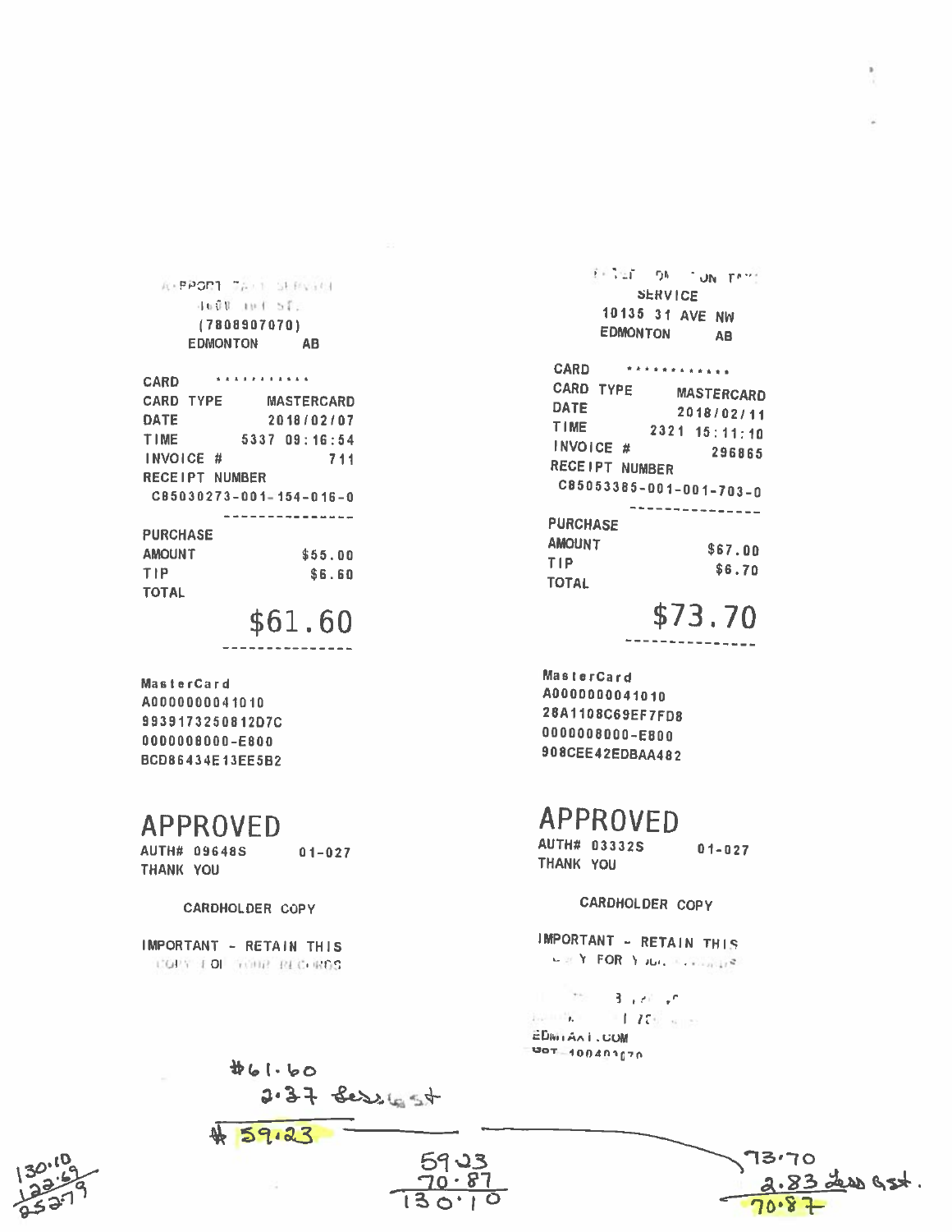AIRPORT TAXI SERVICE

(7808907070)

EDMONTON AB

CARD ***********

CARD TYPE MASTERCARD

DATE 2018/02/07

TIME 5337 09:16:54

INVOICE # 711

RECEIPT NUMBER

C85030273-001-154-016-0

---------------

PURCHASE

AMOUNT $55.00

TIP $6.60

TOTAL

$61.60

---------------

MasterCard

A0000000041010

9939173250812D7C

0000008000-E800

BCD86434E13EE5B2

APPROVED

AUTH# 09648S 01-027

THANK YOU

CARDHOLDER COPY

IMPORTANT - RETAIN THIS COPY FOR YOUR RECORDS

---

SERVICE

10135 31 AVE NW

EDMONTON AB

CARD ************

CARD TYPE MASTERCARD

DATE 2018/02/11

TIME 2321 15:11:10

INVOICE # 296865

RECEIPT NUMBER

C85053385-001-001-703-0

---------------

PURCHASE

AMOUNT $67.00

TIP $6.70

TOTAL

$73.70

---------------

MasterCard

A0000000041010

28A1108C69EF7FD8

0000008000-E800

908CEE42EDBAA482

APPROVED

AUTH# 03332S 01-027

THANK YOU

CARDHOLDER COPY

IMPORTANT - RETAIN THIS COPY FOR YOUR RECORDS

EDMTAXI.COM

---

#61.60
2.37 less GST
# 59.23

73.70
2.83 less GST.
70.87

59.23
70.87
130.10

130.10
122.69
252.79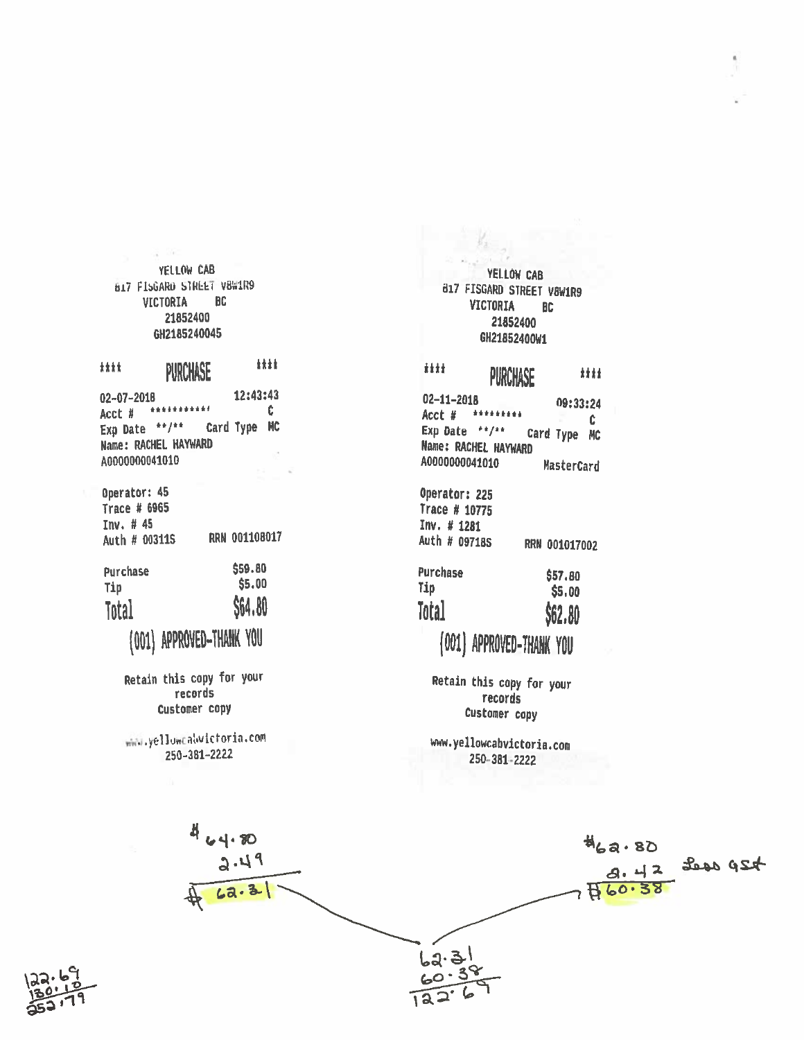YELLOW CAB
817 FISGARD STREET V8W1R9
VICTORIA BC
21852400
GH2185240045

#### PURCHASE ####

02-07-2018 12:43:43
Acct # *********** C
Exp Date **/** Card Type MC
Name: RACHEL HAYWARD
A0000000041010

Operator: 45
Trace # 6965
Inv. # 45
Auth # 00311S RRN 001108017

| | |
|---|---|
| Purchase | $59.80 |
| Tip | $5.00 |
| **Total** | **$64.80** |

(001) APPROVED-THANK YOU

Retain this copy for your records
Customer copy

www.yellowcabvictoria.com
250-381-2222

---

YELLOW CAB
817 FISGARD STREET V8W1R9
VICTORIA BC
21852400
GH21852400W1

#### PURCHASE ####

02-11-2018 09:33:24
Acct # ********* C
Exp Date **/** Card Type MC
Name: RACHEL HAYWARD
A0000000041010 MasterCard

Operator: 225
Trace # 10775
Inv. # 1281
Auth # 09718S RRN 001017002

| | |
|---|---|
| Purchase | $57.80 |
| Tip | $5.00 |
| **Total** | **$62.80** |

(001) APPROVED-THANK YOU

Retain this copy for your records
Customer copy

www.yellowcabvictoria.com
250-381-2222

---

$64.80
2.49
$62.31

$62.80
2.42 Less GST
$60.38

62.31
60.38
122.69

122.69
130.10
252.79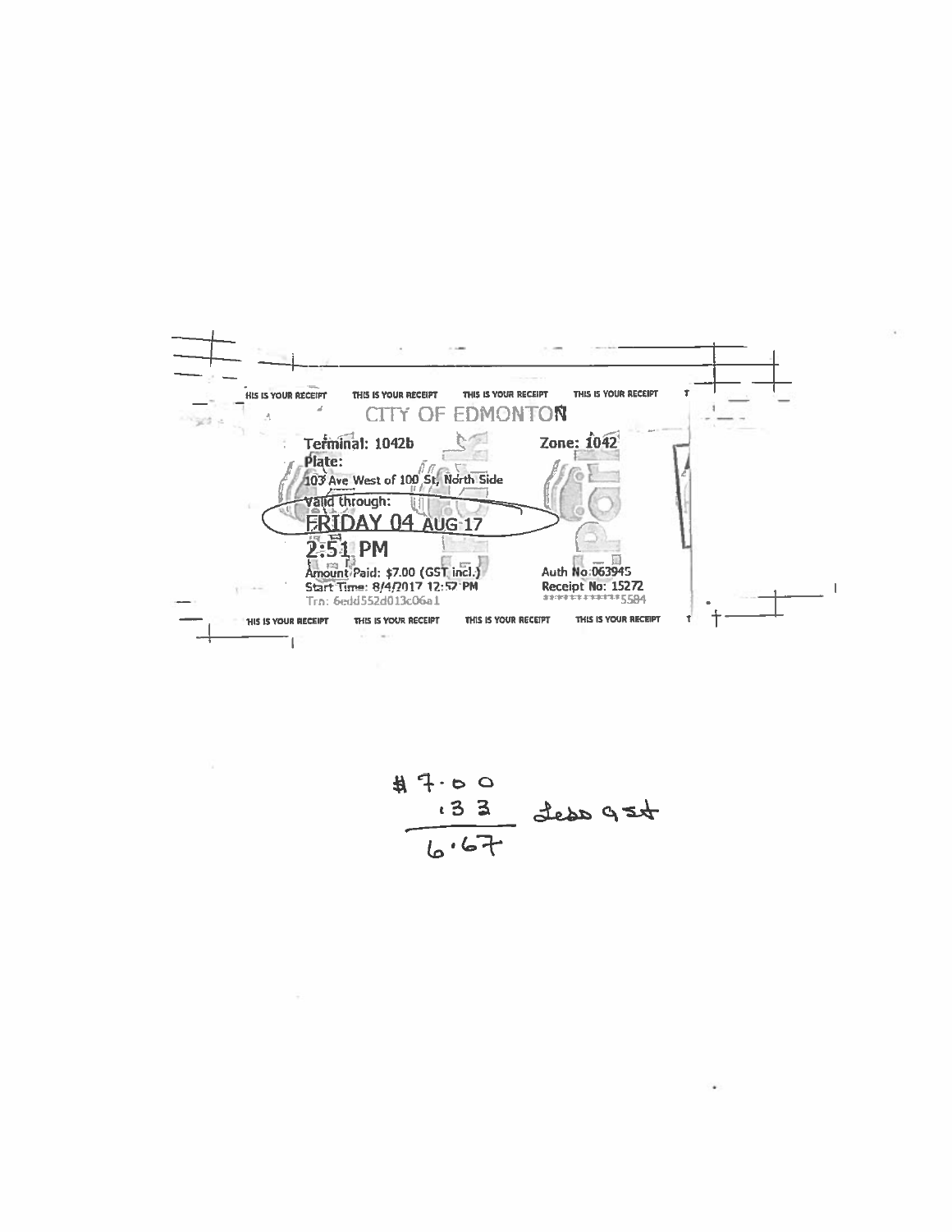HIS IS YOUR RECEIPT THIS IS YOUR RECEIPT THIS IS YOUR RECEIPT THIS IS YOUR RECEIPT

CITY OF EDMONTON

**Terminal: 1042b** **Zone: 1042**

**Plate:**

103 Ave West of 100 St, North Side

**Valid through:**

FRIDAY 04 AUG 17

2:51 PM

Amount Paid: $7.00 (GST incl.)

Start Time: 8/4/2017 12:57 PM

Trn: 6edd552d013c06a1

Auth No:063945

Receipt No: 15272

\*\*\*\*\*\*\*\*\*\*\*\*5584

HIS IS YOUR RECEIPT THIS IS YOUR RECEIPT THIS IS YOUR RECEIPT THIS IS YOUR RECEIPT

$7.00
.33 Less gst
6.67